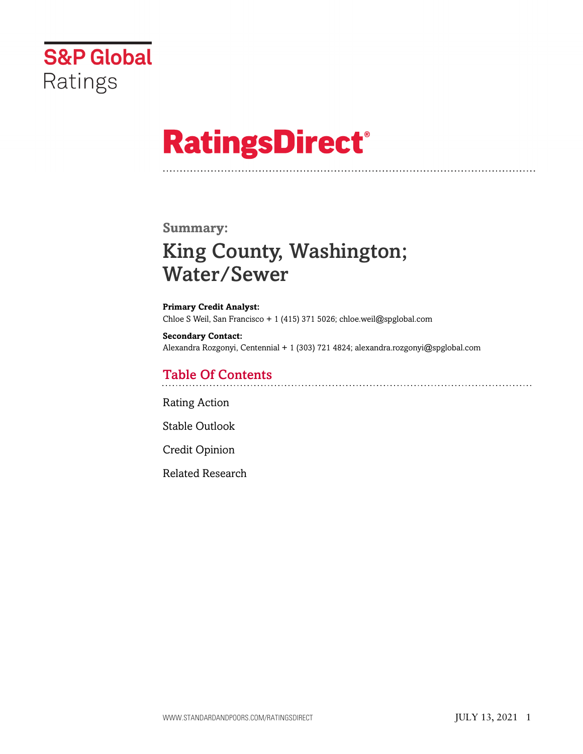S&P Global Ratings

# RatingsDirect®

## Summary:

# King County, Washington; Water/Sewer

**Primary Credit Analyst:**
Chloe S Weil, San Francisco + 1 (415) 371 5026; chloe.weil@spglobal.com

**Secondary Contact:**
Alexandra Rozgonyi, Centennial + 1 (303) 721 4824; alexandra.rozgonyi@spglobal.com

## Table Of Contents

Rating Action

Stable Outlook

Credit Opinion

Related Research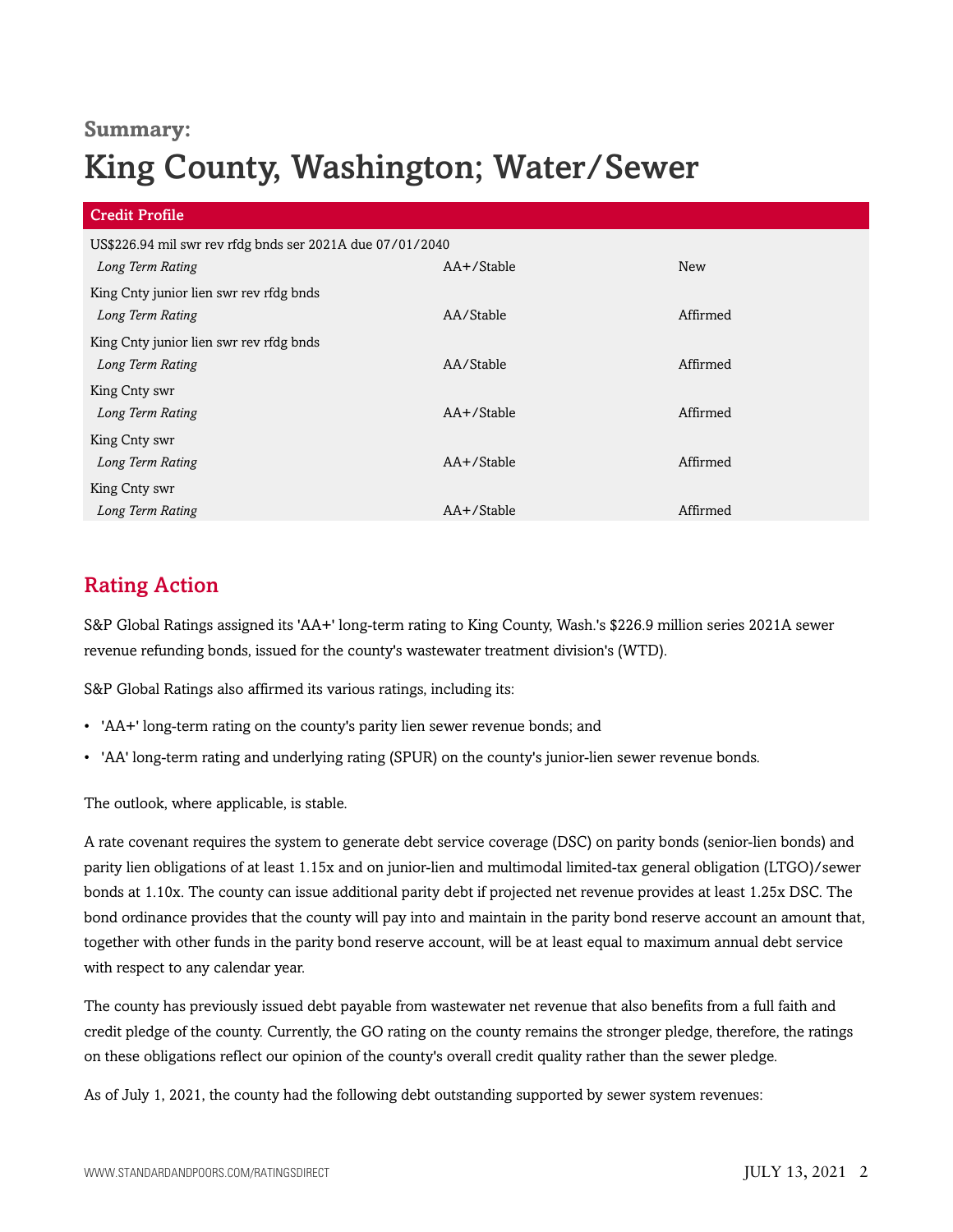**Summary:**

# King County, Washington; Water/Sewer

| Credit Profile | | |
|---|---|---|
| US$226.94 mil swr rev rfdg bnds ser 2021A due 07/01/2040 | | |
| *Long Term Rating* | AA+/Stable | New |
| King Cnty junior lien swr rev rfdg bnds | | |
| *Long Term Rating* | AA/Stable | Affirmed |
| King Cnty junior lien swr rev rfdg bnds | | |
| *Long Term Rating* | AA/Stable | Affirmed |
| King Cnty swr | | |
| *Long Term Rating* | AA+/Stable | Affirmed |
| King Cnty swr | | |
| *Long Term Rating* | AA+/Stable | Affirmed |
| King Cnty swr | | |
| *Long Term Rating* | AA+/Stable | Affirmed |

## Rating Action

S&P Global Ratings assigned its 'AA+' long-term rating to King County, Wash.'s $226.9 million series 2021A sewer revenue refunding bonds, issued for the county's wastewater treatment division's (WTD).

S&P Global Ratings also affirmed its various ratings, including its:

- 'AA+' long-term rating on the county's parity lien sewer revenue bonds; and
- 'AA' long-term rating and underlying rating (SPUR) on the county's junior-lien sewer revenue bonds.

The outlook, where applicable, is stable.

A rate covenant requires the system to generate debt service coverage (DSC) on parity bonds (senior-lien bonds) and parity lien obligations of at least 1.15x and on junior-lien and multimodal limited-tax general obligation (LTGO)/sewer bonds at 1.10x. The county can issue additional parity debt if projected net revenue provides at least 1.25x DSC. The bond ordinance provides that the county will pay into and maintain in the parity bond reserve account an amount that, together with other funds in the parity bond reserve account, will be at least equal to maximum annual debt service with respect to any calendar year.

The county has previously issued debt payable from wastewater net revenue that also benefits from a full faith and credit pledge of the county. Currently, the GO rating on the county remains the stronger pledge, therefore, the ratings on these obligations reflect our opinion of the county's overall credit quality rather than the sewer pledge.

As of July 1, 2021, the county had the following debt outstanding supported by sewer system revenues: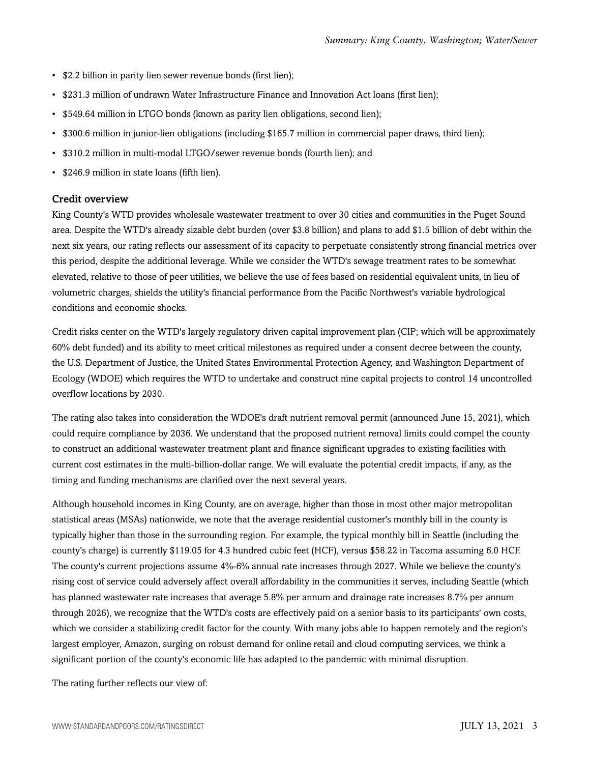- $2.2 billion in parity lien sewer revenue bonds (first lien);
- $231.3 million of undrawn Water Infrastructure Finance and Innovation Act loans (first lien);
- $549.64 million in LTGO bonds (known as parity lien obligations, second lien);
- $300.6 million in junior-lien obligations (including $165.7 million in commercial paper draws, third lien);
- $310.2 million in multi-modal LTGO/sewer revenue bonds (fourth lien); and
- $246.9 million in state loans (fifth lien).

## Credit overview

King County's WTD provides wholesale wastewater treatment to over 30 cities and communities in the Puget Sound area. Despite the WTD's already sizable debt burden (over $3.8 billion) and plans to add $1.5 billion of debt within the next six years, our rating reflects our assessment of its capacity to perpetuate consistently strong financial metrics over this period, despite the additional leverage. While we consider the WTD's sewage treatment rates to be somewhat elevated, relative to those of peer utilities, we believe the use of fees based on residential equivalent units, in lieu of volumetric charges, shields the utility's financial performance from the Pacific Northwest's variable hydrological conditions and economic shocks.

Credit risks center on the WTD's largely regulatory driven capital improvement plan (CIP; which will be approximately 60% debt funded) and its ability to meet critical milestones as required under a consent decree between the county, the U.S. Department of Justice, the United States Environmental Protection Agency, and Washington Department of Ecology (WDOE) which requires the WTD to undertake and construct nine capital projects to control 14 uncontrolled overflow locations by 2030.

The rating also takes into consideration the WDOE's draft nutrient removal permit (announced June 15, 2021), which could require compliance by 2036. We understand that the proposed nutrient removal limits could compel the county to construct an additional wastewater treatment plant and finance significant upgrades to existing facilities with current cost estimates in the multi-billion-dollar range. We will evaluate the potential credit impacts, if any, as the timing and funding mechanisms are clarified over the next several years.

Although household incomes in King County, are on average, higher than those in most other major metropolitan statistical areas (MSAs) nationwide, we note that the average residential customer's monthly bill in the county is typically higher than those in the surrounding region. For example, the typical monthly bill in Seattle (including the county's charge) is currently $119.05 for 4.3 hundred cubic feet (HCF), versus $58.22 in Tacoma assuming 6.0 HCF. The county's current projections assume 4%-6% annual rate increases through 2027. While we believe the county's rising cost of service could adversely affect overall affordability in the communities it serves, including Seattle (which has planned wastewater rate increases that average 5.8% per annum and drainage rate increases 8.7% per annum through 2026), we recognize that the WTD's costs are effectively paid on a senior basis to its participants' own costs, which we consider a stabilizing credit factor for the county. With many jobs able to happen remotely and the region's largest employer, Amazon, surging on robust demand for online retail and cloud computing services, we think a significant portion of the county's economic life has adapted to the pandemic with minimal disruption.

The rating further reflects our view of: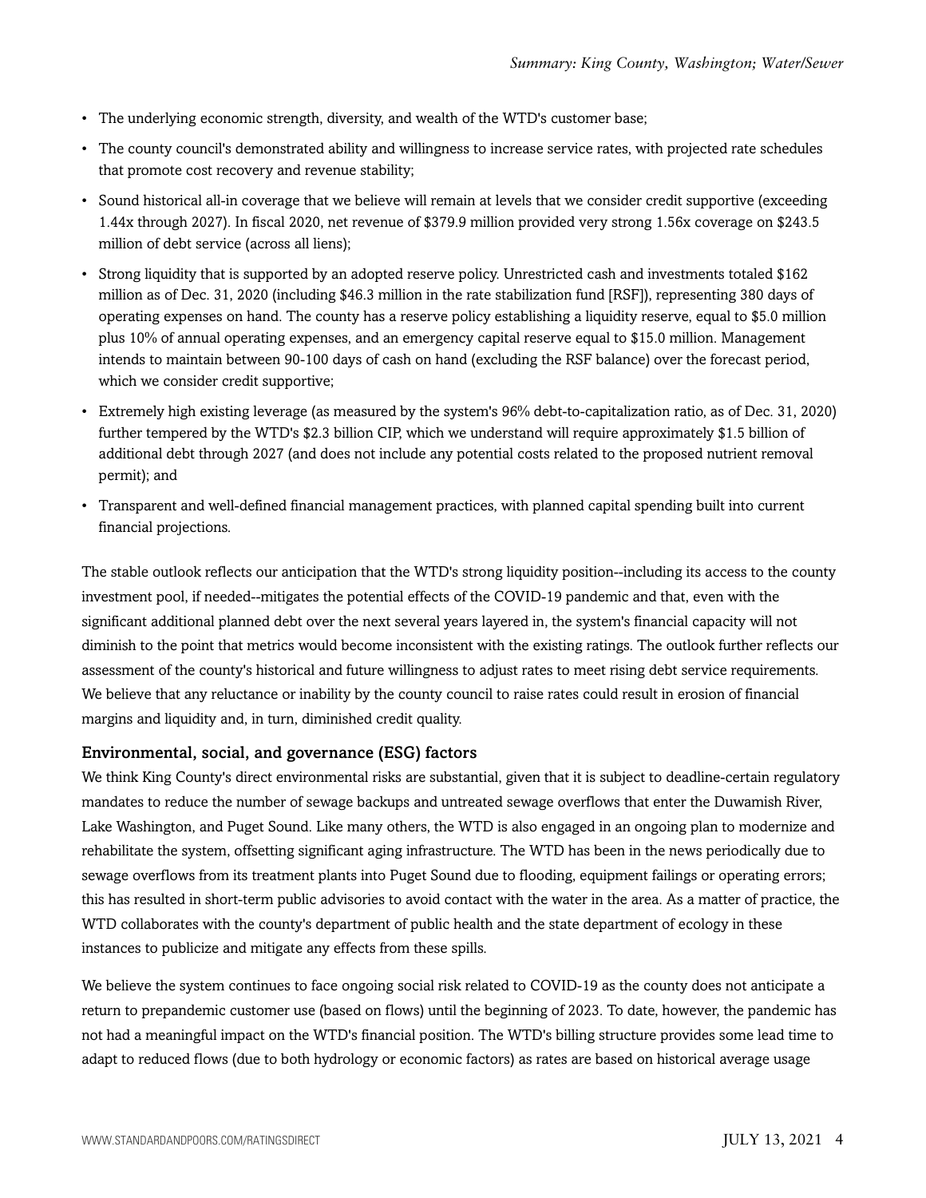- The underlying economic strength, diversity, and wealth of the WTD's customer base;
- The county council's demonstrated ability and willingness to increase service rates, with projected rate schedules that promote cost recovery and revenue stability;
- Sound historical all-in coverage that we believe will remain at levels that we consider credit supportive (exceeding 1.44x through 2027). In fiscal 2020, net revenue of $379.9 million provided very strong 1.56x coverage on $243.5 million of debt service (across all liens);
- Strong liquidity that is supported by an adopted reserve policy. Unrestricted cash and investments totaled $162 million as of Dec. 31, 2020 (including $46.3 million in the rate stabilization fund [RSF]), representing 380 days of operating expenses on hand. The county has a reserve policy establishing a liquidity reserve, equal to $5.0 million plus 10% of annual operating expenses, and an emergency capital reserve equal to $15.0 million. Management intends to maintain between 90-100 days of cash on hand (excluding the RSF balance) over the forecast period, which we consider credit supportive;
- Extremely high existing leverage (as measured by the system's 96% debt-to-capitalization ratio, as of Dec. 31, 2020) further tempered by the WTD's $2.3 billion CIP, which we understand will require approximately $1.5 billion of additional debt through 2027 (and does not include any potential costs related to the proposed nutrient removal permit); and
- Transparent and well-defined financial management practices, with planned capital spending built into current financial projections.

The stable outlook reflects our anticipation that the WTD's strong liquidity position--including its access to the county investment pool, if needed--mitigates the potential effects of the COVID-19 pandemic and that, even with the significant additional planned debt over the next several years layered in, the system's financial capacity will not diminish to the point that metrics would become inconsistent with the existing ratings. The outlook further reflects our assessment of the county's historical and future willingness to adjust rates to meet rising debt service requirements. We believe that any reluctance or inability by the county council to raise rates could result in erosion of financial margins and liquidity and, in turn, diminished credit quality.

### Environmental, social, and governance (ESG) factors

We think King County's direct environmental risks are substantial, given that it is subject to deadline-certain regulatory mandates to reduce the number of sewage backups and untreated sewage overflows that enter the Duwamish River, Lake Washington, and Puget Sound. Like many others, the WTD is also engaged in an ongoing plan to modernize and rehabilitate the system, offsetting significant aging infrastructure. The WTD has been in the news periodically due to sewage overflows from its treatment plants into Puget Sound due to flooding, equipment failings or operating errors; this has resulted in short-term public advisories to avoid contact with the water in the area. As a matter of practice, the WTD collaborates with the county's department of public health and the state department of ecology in these instances to publicize and mitigate any effects from these spills.

We believe the system continues to face ongoing social risk related to COVID-19 as the county does not anticipate a return to prepandemic customer use (based on flows) until the beginning of 2023. To date, however, the pandemic has not had a meaningful impact on the WTD's financial position. The WTD's billing structure provides some lead time to adapt to reduced flows (due to both hydrology or economic factors) as rates are based on historical average usage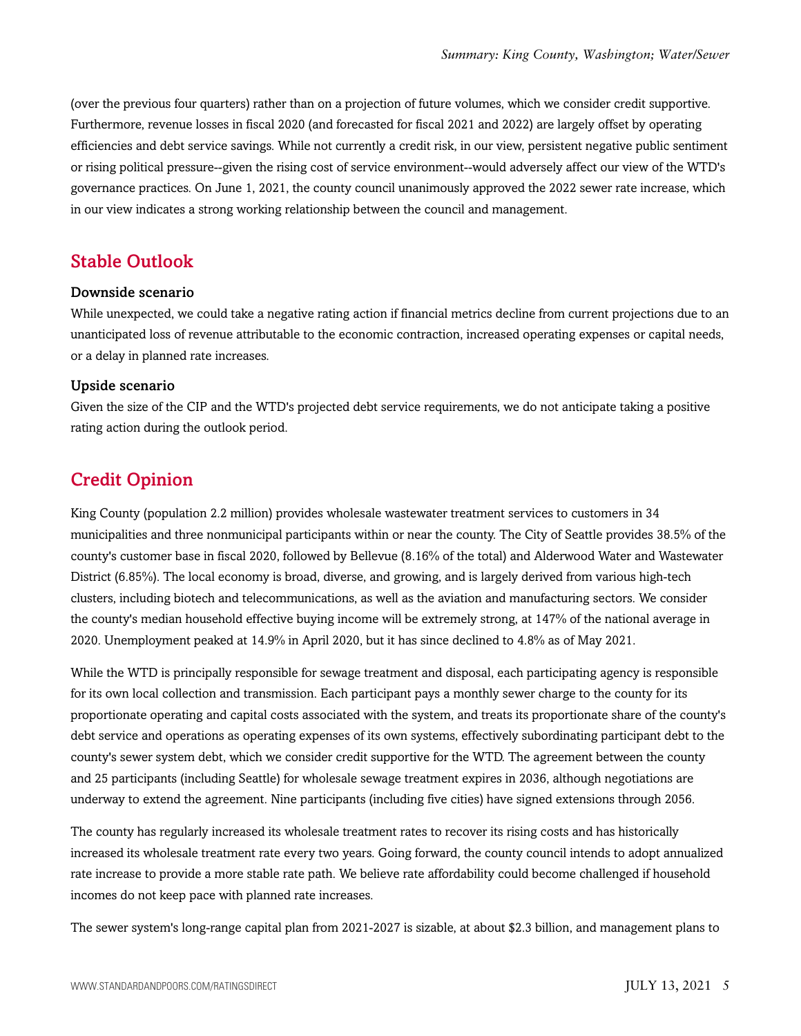(over the previous four quarters) rather than on a projection of future volumes, which we consider credit supportive. Furthermore, revenue losses in fiscal 2020 (and forecasted for fiscal 2021 and 2022) are largely offset by operating efficiencies and debt service savings. While not currently a credit risk, in our view, persistent negative public sentiment or rising political pressure--given the rising cost of service environment--would adversely affect our view of the WTD's governance practices. On June 1, 2021, the county council unanimously approved the 2022 sewer rate increase, which in our view indicates a strong working relationship between the council and management.

## Stable Outlook

### Downside scenario

While unexpected, we could take a negative rating action if financial metrics decline from current projections due to an unanticipated loss of revenue attributable to the economic contraction, increased operating expenses or capital needs, or a delay in planned rate increases.

### Upside scenario

Given the size of the CIP and the WTD's projected debt service requirements, we do not anticipate taking a positive rating action during the outlook period.

## Credit Opinion

King County (population 2.2 million) provides wholesale wastewater treatment services to customers in 34 municipalities and three nonmunicipal participants within or near the county. The City of Seattle provides 38.5% of the county's customer base in fiscal 2020, followed by Bellevue (8.16% of the total) and Alderwood Water and Wastewater District (6.85%). The local economy is broad, diverse, and growing, and is largely derived from various high-tech clusters, including biotech and telecommunications, as well as the aviation and manufacturing sectors. We consider the county's median household effective buying income will be extremely strong, at 147% of the national average in 2020. Unemployment peaked at 14.9% in April 2020, but it has since declined to 4.8% as of May 2021.

While the WTD is principally responsible for sewage treatment and disposal, each participating agency is responsible for its own local collection and transmission. Each participant pays a monthly sewer charge to the county for its proportionate operating and capital costs associated with the system, and treats its proportionate share of the county's debt service and operations as operating expenses of its own systems, effectively subordinating participant debt to the county's sewer system debt, which we consider credit supportive for the WTD. The agreement between the county and 25 participants (including Seattle) for wholesale sewage treatment expires in 2036, although negotiations are underway to extend the agreement. Nine participants (including five cities) have signed extensions through 2056.

The county has regularly increased its wholesale treatment rates to recover its rising costs and has historically increased its wholesale treatment rate every two years. Going forward, the county council intends to adopt annualized rate increase to provide a more stable rate path. We believe rate affordability could become challenged if household incomes do not keep pace with planned rate increases.

The sewer system's long-range capital plan from 2021-2027 is sizable, at about $2.3 billion, and management plans to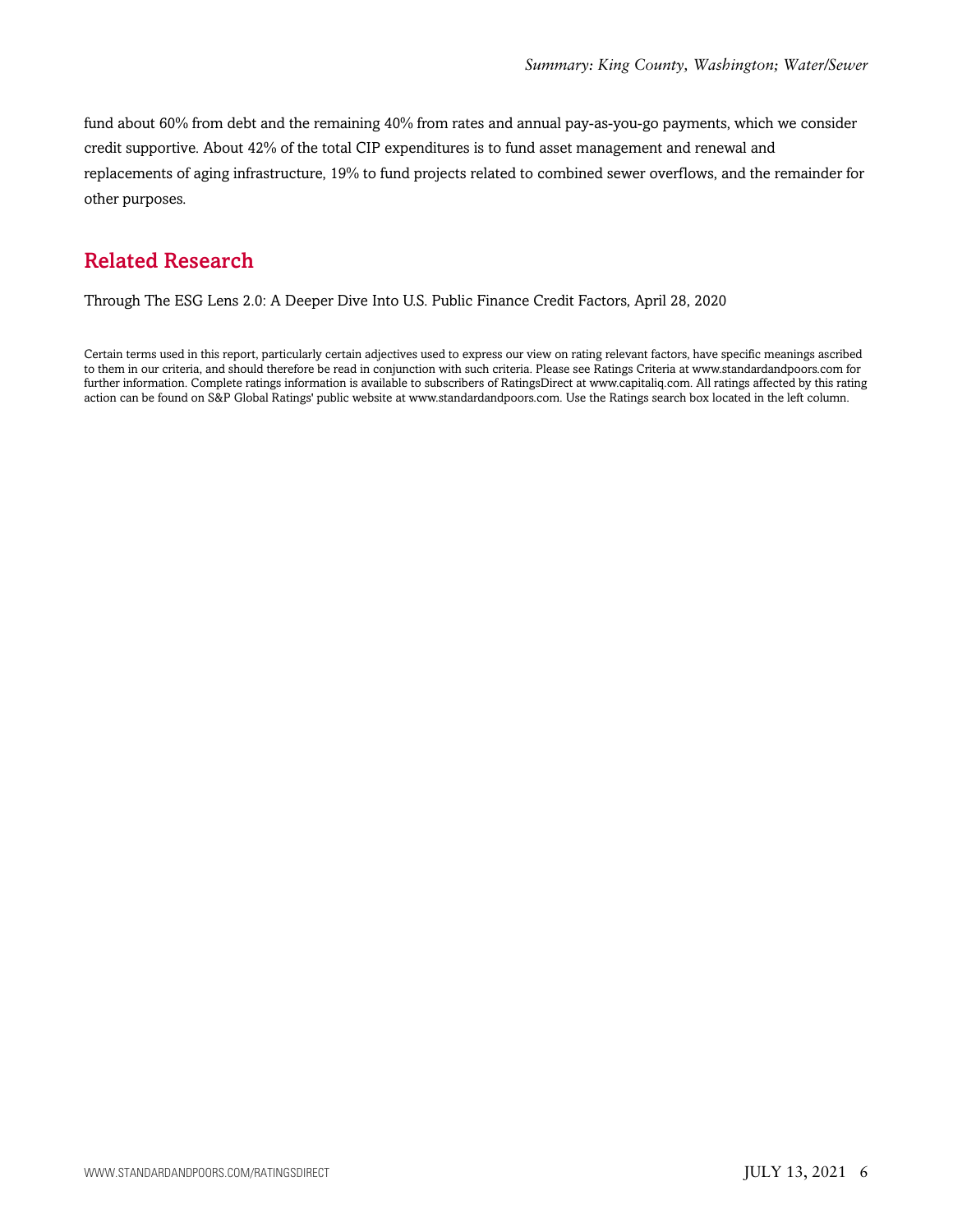fund about 60% from debt and the remaining 40% from rates and annual pay-as-you-go payments, which we consider credit supportive. About 42% of the total CIP expenditures is to fund asset management and renewal and replacements of aging infrastructure, 19% to fund projects related to combined sewer overflows, and the remainder for other purposes.

## Related Research

Through The ESG Lens 2.0: A Deeper Dive Into U.S. Public Finance Credit Factors, April 28, 2020

Certain terms used in this report, particularly certain adjectives used to express our view on rating relevant factors, have specific meanings ascribed to them in our criteria, and should therefore be read in conjunction with such criteria. Please see Ratings Criteria at www.standardandpoors.com for further information. Complete ratings information is available to subscribers of RatingsDirect at www.capitaliq.com. All ratings affected by this rating action can be found on S&P Global Ratings' public website at www.standardandpoors.com. Use the Ratings search box located in the left column.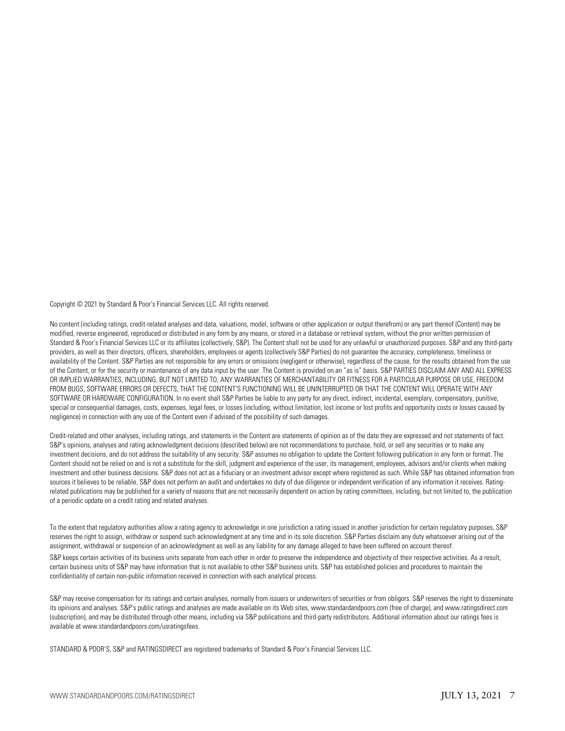Copyright © 2021 by Standard & Poor's Financial Services LLC. All rights reserved.

No content (including ratings, credit-related analyses and data, valuations, model, software or other application or output therefrom) or any part thereof (Content) may be modified, reverse engineered, reproduced or distributed in any form by any means, or stored in a database or retrieval system, without the prior written permission of Standard & Poor's Financial Services LLC or its affiliates (collectively, S&P). The Content shall not be used for any unlawful or unauthorized purposes. S&P and any third-party providers, as well as their directors, officers, shareholders, employees or agents (collectively S&P Parties) do not guarantee the accuracy, completeness, timeliness or availability of the Content. S&P Parties are not responsible for any errors or omissions (negligent or otherwise), regardless of the cause, for the results obtained from the use of the Content, or for the security or maintenance of any data input by the user. The Content is provided on an "as is" basis. S&P PARTIES DISCLAIM ANY AND ALL EXPRESS OR IMPLIED WARRANTIES, INCLUDING, BUT NOT LIMITED TO, ANY WARRANTIES OF MERCHANTABILITY OR FITNESS FOR A PARTICULAR PURPOSE OR USE, FREEDOM FROM BUGS, SOFTWARE ERRORS OR DEFECTS, THAT THE CONTENT'S FUNCTIONING WILL BE UNINTERRUPTED OR THAT THE CONTENT WILL OPERATE WITH ANY SOFTWARE OR HARDWARE CONFIGURATION. In no event shall S&P Parties be liable to any party for any direct, indirect, incidental, exemplary, compensatory, punitive, special or consequential damages, costs, expenses, legal fees, or losses (including, without limitation, lost income or lost profits and opportunity costs or losses caused by negligence) in connection with any use of the Content even if advised of the possibility of such damages.

Credit-related and other analyses, including ratings, and statements in the Content are statements of opinion as of the date they are expressed and not statements of fact. S&P's opinions, analyses and rating acknowledgment decisions (described below) are not recommendations to purchase, hold, or sell any securities or to make any investment decisions, and do not address the suitability of any security. S&P assumes no obligation to update the Content following publication in any form or format. The Content should not be relied on and is not a substitute for the skill, judgment and experience of the user, its management, employees, advisors and/or clients when making investment and other business decisions. S&P does not act as a fiduciary or an investment advisor except where registered as such. While S&P has obtained information from sources it believes to be reliable, S&P does not perform an audit and undertakes no duty of due diligence or independent verification of any information it receives. Rating-related publications may be published for a variety of reasons that are not necessarily dependent on action by rating committees, including, but not limited to, the publication of a periodic update on a credit rating and related analyses.

To the extent that regulatory authorities allow a rating agency to acknowledge in one jurisdiction a rating issued in another jurisdiction for certain regulatory purposes, S&P reserves the right to assign, withdraw or suspend such acknowledgment at any time and in its sole discretion. S&P Parties disclaim any duty whatsoever arising out of the assignment, withdrawal or suspension of an acknowledgment as well as any liability for any damage alleged to have been suffered on account thereof.

S&P keeps certain activities of its business units separate from each other in order to preserve the independence and objectivity of their respective activities. As a result, certain business units of S&P may have information that is not available to other S&P business units. S&P has established policies and procedures to maintain the confidentiality of certain non-public information received in connection with each analytical process.

S&P may receive compensation for its ratings and certain analyses, normally from issuers or underwriters of securities or from obligors. S&P reserves the right to disseminate its opinions and analyses. S&P's public ratings and analyses are made available on its Web sites, www.standardandpoors.com (free of charge), and www.ratingsdirect.com (subscription), and may be distributed through other means, including via S&P publications and third-party redistributors. Additional information about our ratings fees is available at www.standardandpoors.com/usratingsfees.

STANDARD & POOR'S, S&P and RATINGSDIRECT are registered trademarks of Standard & Poor's Financial Services LLC.